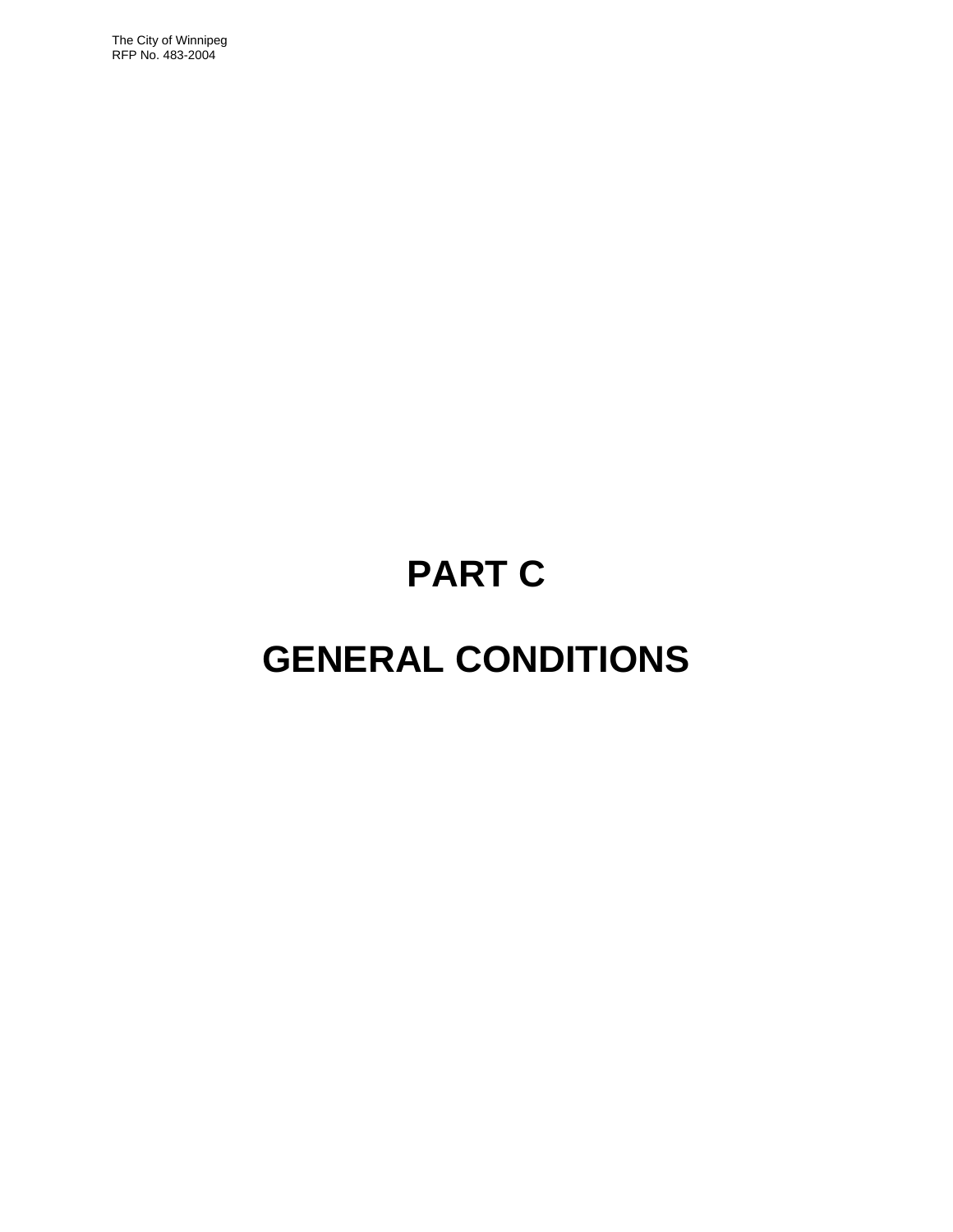# PART C

# GENERAL CONDITIONS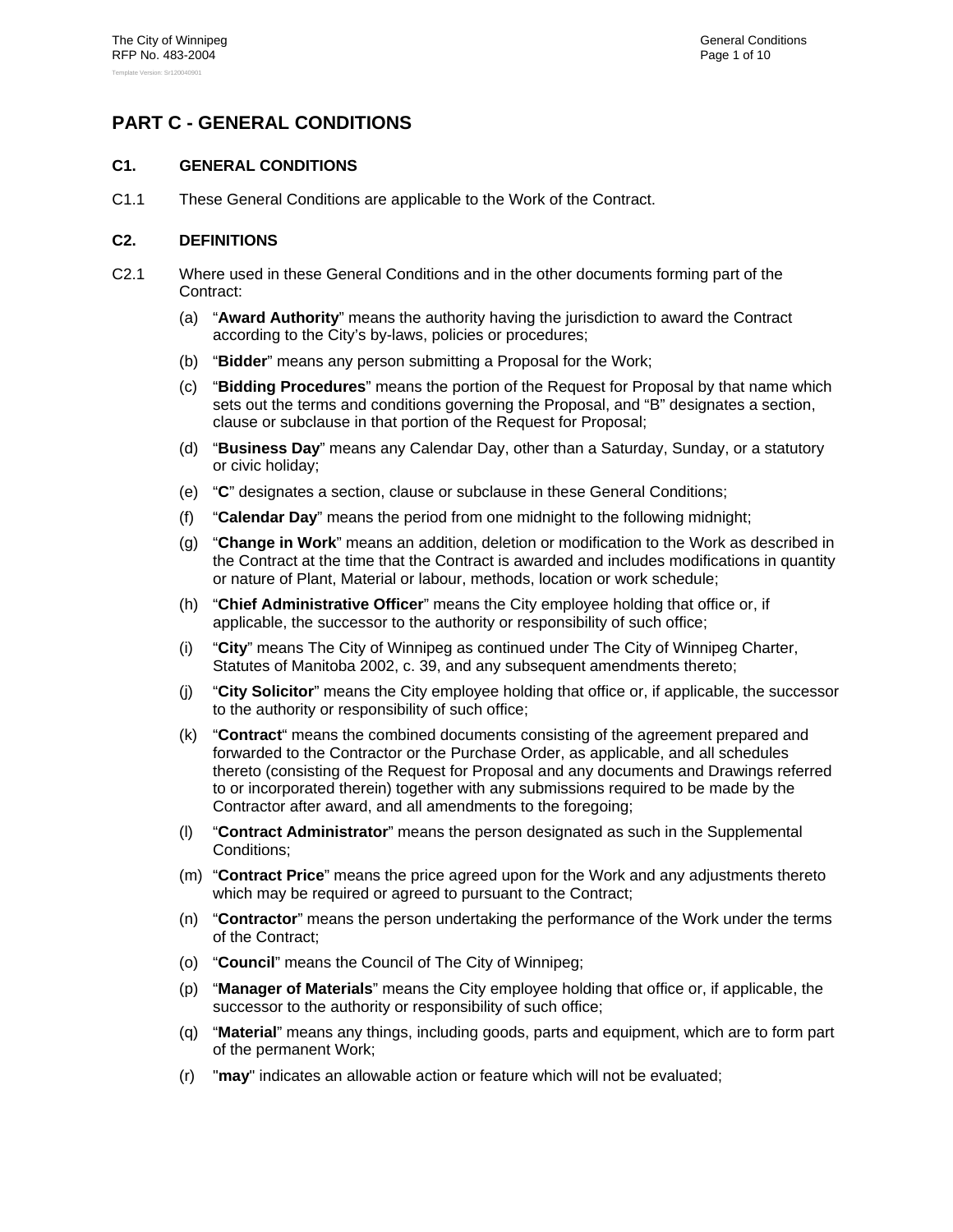# PART C - GENERAL CONDITIONS

## C1. GENERAL CONDITIONS

C1.1 These General Conditions are applicable to the Work of the Contract.

## C2. DEFINITIONS

C2.1 Where used in these General Conditions and in the other documents forming part of the Contract:

(a) "**Award Authority**" means the authority having the jurisdiction to award the Contract according to the City's by-laws, policies or procedures;

(b) "**Bidder**" means any person submitting a Proposal for the Work;

(c) "**Bidding Procedures**" means the portion of the Request for Proposal by that name which sets out the terms and conditions governing the Proposal, and "B" designates a section, clause or subclause in that portion of the Request for Proposal;

(d) "**Business Day**" means any Calendar Day, other than a Saturday, Sunday, or a statutory or civic holiday;

(e) "**C**" designates a section, clause or subclause in these General Conditions;

(f) "**Calendar Day**" means the period from one midnight to the following midnight;

(g) "**Change in Work**" means an addition, deletion or modification to the Work as described in the Contract at the time that the Contract is awarded and includes modifications in quantity or nature of Plant, Material or labour, methods, location or work schedule;

(h) "**Chief Administrative Officer**" means the City employee holding that office or, if applicable, the successor to the authority or responsibility of such office;

(i) "**City**" means The City of Winnipeg as continued under The City of Winnipeg Charter, Statutes of Manitoba 2002, c. 39, and any subsequent amendments thereto;

(j) "**City Solicitor**" means the City employee holding that office or, if applicable, the successor to the authority or responsibility of such office;

(k) "**Contract**" means the combined documents consisting of the agreement prepared and forwarded to the Contractor or the Purchase Order, as applicable, and all schedules thereto (consisting of the Request for Proposal and any documents and Drawings referred to or incorporated therein) together with any submissions required to be made by the Contractor after award, and all amendments to the foregoing;

(l) "**Contract Administrator**" means the person designated as such in the Supplemental Conditions;

(m) "**Contract Price**" means the price agreed upon for the Work and any adjustments thereto which may be required or agreed to pursuant to the Contract;

(n) "**Contractor**" means the person undertaking the performance of the Work under the terms of the Contract;

(o) "**Council**" means the Council of The City of Winnipeg;

(p) "**Manager of Materials**" means the City employee holding that office or, if applicable, the successor to the authority or responsibility of such office;

(q) "**Material**" means any things, including goods, parts and equipment, which are to form part of the permanent Work;

(r) "**may**" indicates an allowable action or feature which will not be evaluated;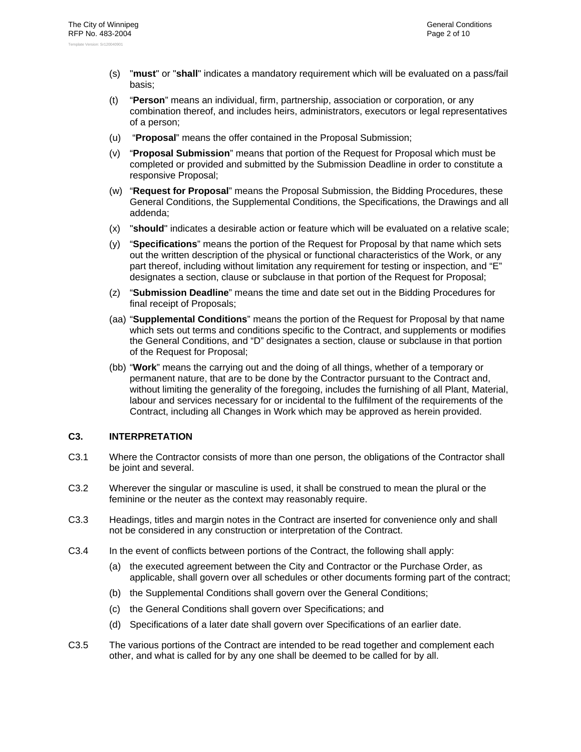(s) "**must**" or "**shall**" indicates a mandatory requirement which will be evaluated on a pass/fail basis;

(t) "**Person**" means an individual, firm, partnership, association or corporation, or any combination thereof, and includes heirs, administrators, executors or legal representatives of a person;

(u) "**Proposal**" means the offer contained in the Proposal Submission;

(v) "**Proposal Submission**" means that portion of the Request for Proposal which must be completed or provided and submitted by the Submission Deadline in order to constitute a responsive Proposal;

(w) "**Request for Proposal**" means the Proposal Submission, the Bidding Procedures, these General Conditions, the Supplemental Conditions, the Specifications, the Drawings and all addenda;

(x) "**should**" indicates a desirable action or feature which will be evaluated on a relative scale;

(y) "**Specifications**" means the portion of the Request for Proposal by that name which sets out the written description of the physical or functional characteristics of the Work, or any part thereof, including without limitation any requirement for testing or inspection, and "E" designates a section, clause or subclause in that portion of the Request for Proposal;

(z) "**Submission Deadline**" means the time and date set out in the Bidding Procedures for final receipt of Proposals;

(aa) "**Supplemental Conditions**" means the portion of the Request for Proposal by that name which sets out terms and conditions specific to the Contract, and supplements or modifies the General Conditions, and "D" designates a section, clause or subclause in that portion of the Request for Proposal;

(bb) "**Work**" means the carrying out and the doing of all things, whether of a temporary or permanent nature, that are to be done by the Contractor pursuant to the Contract and, without limiting the generality of the foregoing, includes the furnishing of all Plant, Material, labour and services necessary for or incidental to the fulfilment of the requirements of the Contract, including all Changes in Work which may be approved as herein provided.

## C3. INTERPRETATION

C3.1 Where the Contractor consists of more than one person, the obligations of the Contractor shall be joint and several.

C3.2 Wherever the singular or masculine is used, it shall be construed to mean the plural or the feminine or the neuter as the context may reasonably require.

C3.3 Headings, titles and margin notes in the Contract are inserted for convenience only and shall not be considered in any construction or interpretation of the Contract.

C3.4 In the event of conflicts between portions of the Contract, the following shall apply:

(a) the executed agreement between the City and Contractor or the Purchase Order, as applicable, shall govern over all schedules or other documents forming part of the contract;

(b) the Supplemental Conditions shall govern over the General Conditions;

(c) the General Conditions shall govern over Specifications; and

(d) Specifications of a later date shall govern over Specifications of an earlier date.

C3.5 The various portions of the Contract are intended to be read together and complement each other, and what is called for by any one shall be deemed to be called for by all.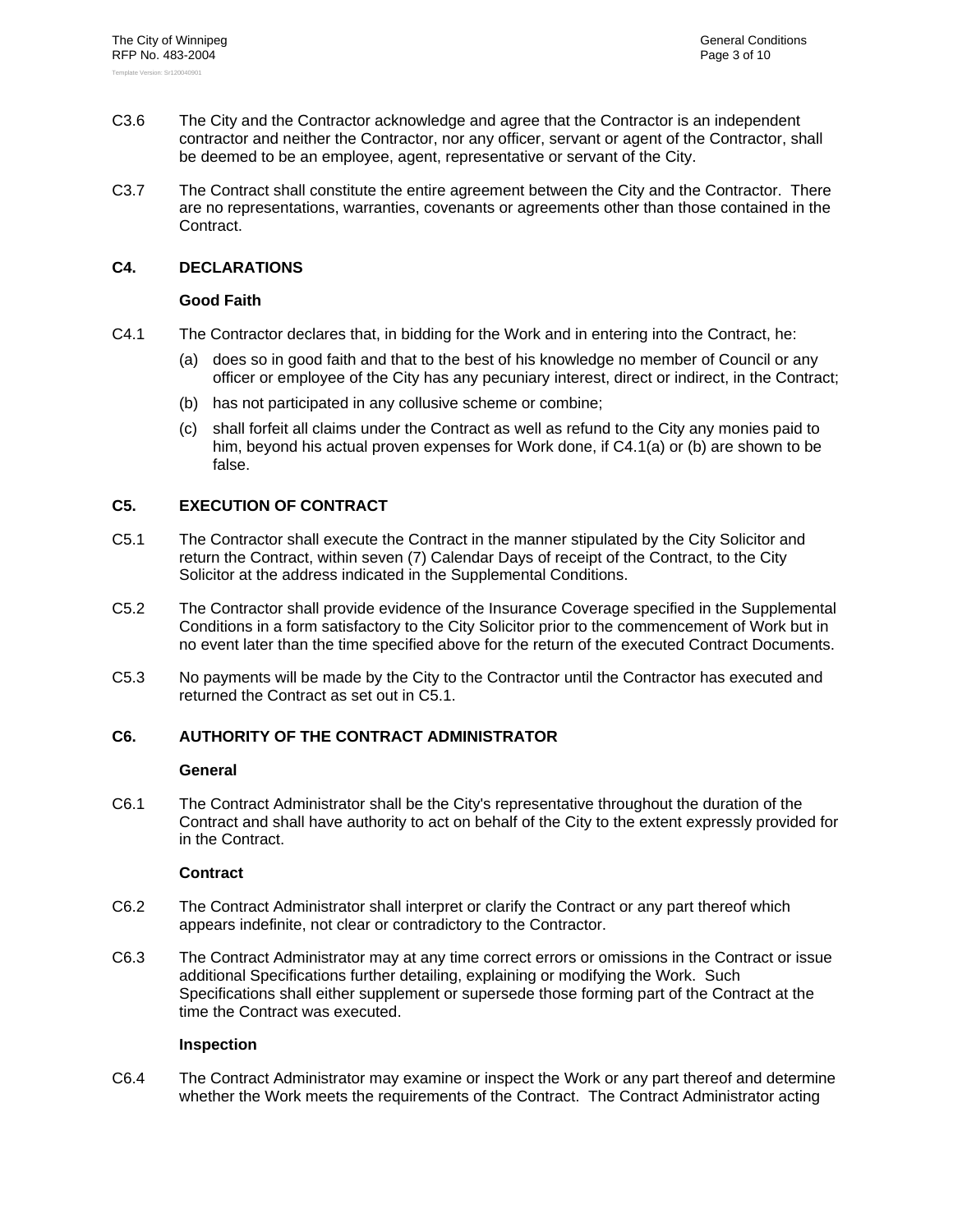C3.6 The City and the Contractor acknowledge and agree that the Contractor is an independent contractor and neither the Contractor, nor any officer, servant or agent of the Contractor, shall be deemed to be an employee, agent, representative or servant of the City.

C3.7 The Contract shall constitute the entire agreement between the City and the Contractor. There are no representations, warranties, covenants or agreements other than those contained in the Contract.

## C4. DECLARATIONS

**Good Faith**

C4.1 The Contractor declares that, in bidding for the Work and in entering into the Contract, he:

(a) does so in good faith and that to the best of his knowledge no member of Council or any officer or employee of the City has any pecuniary interest, direct or indirect, in the Contract;

(b) has not participated in any collusive scheme or combine;

(c) shall forfeit all claims under the Contract as well as refund to the City any monies paid to him, beyond his actual proven expenses for Work done, if C4.1(a) or (b) are shown to be false.

## C5. EXECUTION OF CONTRACT

C5.1 The Contractor shall execute the Contract in the manner stipulated by the City Solicitor and return the Contract, within seven (7) Calendar Days of receipt of the Contract, to the City Solicitor at the address indicated in the Supplemental Conditions.

C5.2 The Contractor shall provide evidence of the Insurance Coverage specified in the Supplemental Conditions in a form satisfactory to the City Solicitor prior to the commencement of Work but in no event later than the time specified above for the return of the executed Contract Documents.

C5.3 No payments will be made by the City to the Contractor until the Contractor has executed and returned the Contract as set out in C5.1.

## C6. AUTHORITY OF THE CONTRACT ADMINISTRATOR

**General**

C6.1 The Contract Administrator shall be the City's representative throughout the duration of the Contract and shall have authority to act on behalf of the City to the extent expressly provided for in the Contract.

**Contract**

C6.2 The Contract Administrator shall interpret or clarify the Contract or any part thereof which appears indefinite, not clear or contradictory to the Contractor.

C6.3 The Contract Administrator may at any time correct errors or omissions in the Contract or issue additional Specifications further detailing, explaining or modifying the Work. Such Specifications shall either supplement or supersede those forming part of the Contract at the time the Contract was executed.

**Inspection**

C6.4 The Contract Administrator may examine or inspect the Work or any part thereof and determine whether the Work meets the requirements of the Contract. The Contract Administrator acting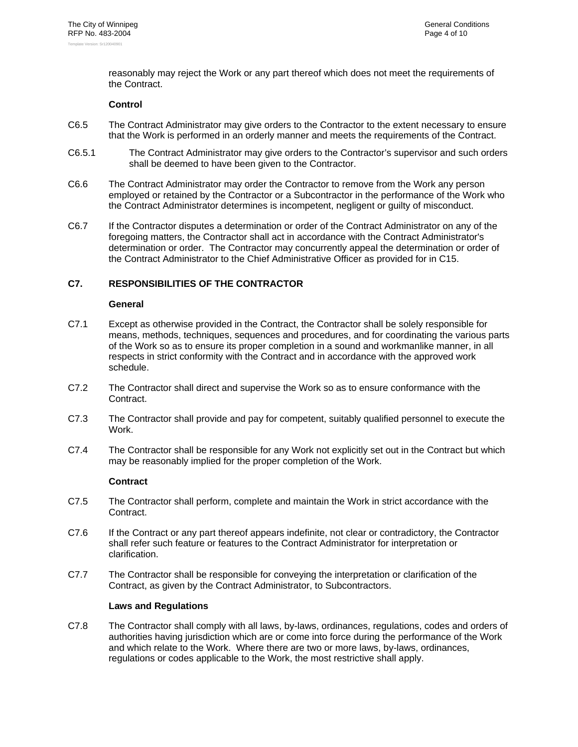reasonably may reject the Work or any part thereof which does not meet the requirements of the Contract.

**Control**

C6.5 The Contract Administrator may give orders to the Contractor to the extent necessary to ensure that the Work is performed in an orderly manner and meets the requirements of the Contract.

C6.5.1 The Contract Administrator may give orders to the Contractor's supervisor and such orders shall be deemed to have been given to the Contractor.

C6.6 The Contract Administrator may order the Contractor to remove from the Work any person employed or retained by the Contractor or a Subcontractor in the performance of the Work who the Contract Administrator determines is incompetent, negligent or guilty of misconduct.

C6.7 If the Contractor disputes a determination or order of the Contract Administrator on any of the foregoing matters, the Contractor shall act in accordance with the Contract Administrator's determination or order. The Contractor may concurrently appeal the determination or order of the Contract Administrator to the Chief Administrative Officer as provided for in C15.

## C7. RESPONSIBILITIES OF THE CONTRACTOR

**General**

C7.1 Except as otherwise provided in the Contract, the Contractor shall be solely responsible for means, methods, techniques, sequences and procedures, and for coordinating the various parts of the Work so as to ensure its proper completion in a sound and workmanlike manner, in all respects in strict conformity with the Contract and in accordance with the approved work schedule.

C7.2 The Contractor shall direct and supervise the Work so as to ensure conformance with the Contract.

C7.3 The Contractor shall provide and pay for competent, suitably qualified personnel to execute the Work.

C7.4 The Contractor shall be responsible for any Work not explicitly set out in the Contract but which may be reasonably implied for the proper completion of the Work.

**Contract**

C7.5 The Contractor shall perform, complete and maintain the Work in strict accordance with the Contract.

C7.6 If the Contract or any part thereof appears indefinite, not clear or contradictory, the Contractor shall refer such feature or features to the Contract Administrator for interpretation or clarification.

C7.7 The Contractor shall be responsible for conveying the interpretation or clarification of the Contract, as given by the Contract Administrator, to Subcontractors.

**Laws and Regulations**

C7.8 The Contractor shall comply with all laws, by-laws, ordinances, regulations, codes and orders of authorities having jurisdiction which are or come into force during the performance of the Work and which relate to the Work. Where there are two or more laws, by-laws, ordinances, regulations or codes applicable to the Work, the most restrictive shall apply.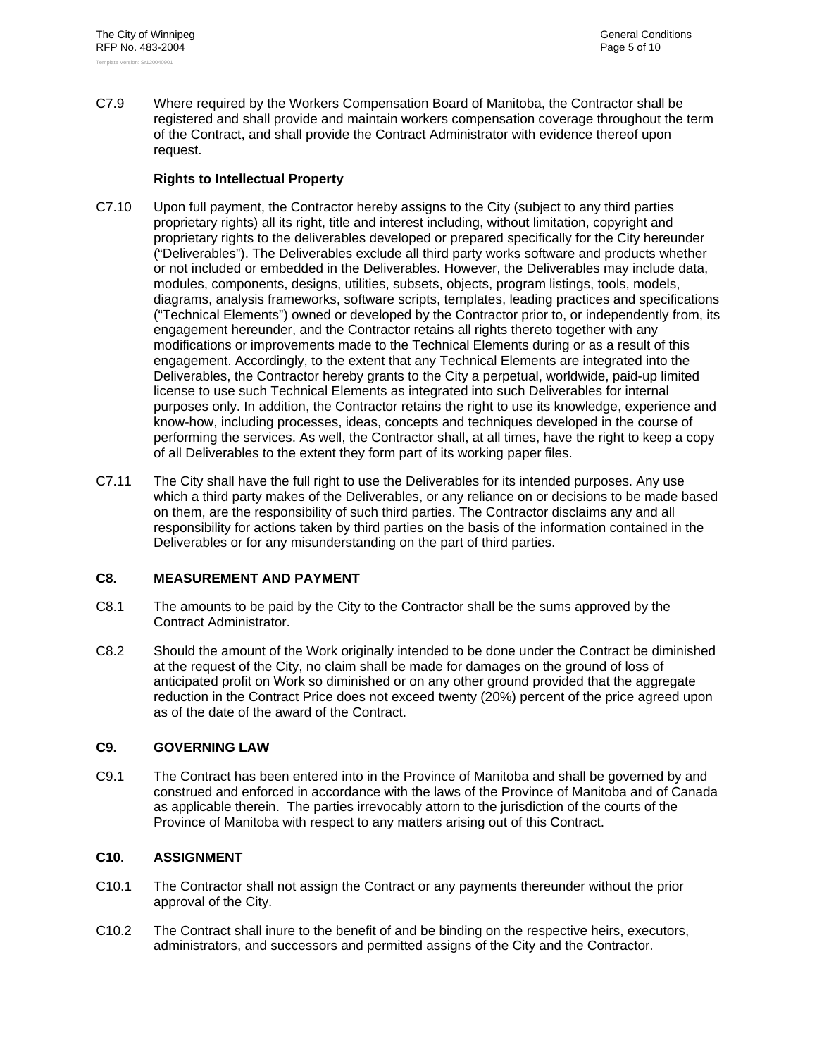C7.9 Where required by the Workers Compensation Board of Manitoba, the Contractor shall be registered and shall provide and maintain workers compensation coverage throughout the term of the Contract, and shall provide the Contract Administrator with evidence thereof upon request.

**Rights to Intellectual Property**

C7.10 Upon full payment, the Contractor hereby assigns to the City (subject to any third parties proprietary rights) all its right, title and interest including, without limitation, copyright and proprietary rights to the deliverables developed or prepared specifically for the City hereunder ("Deliverables"). The Deliverables exclude all third party works software and products whether or not included or embedded in the Deliverables. However, the Deliverables may include data, modules, components, designs, utilities, subsets, objects, program listings, tools, models, diagrams, analysis frameworks, software scripts, templates, leading practices and specifications ("Technical Elements") owned or developed by the Contractor prior to, or independently from, its engagement hereunder, and the Contractor retains all rights thereto together with any modifications or improvements made to the Technical Elements during or as a result of this engagement. Accordingly, to the extent that any Technical Elements are integrated into the Deliverables, the Contractor hereby grants to the City a perpetual, worldwide, paid-up limited license to use such Technical Elements as integrated into such Deliverables for internal purposes only. In addition, the Contractor retains the right to use its knowledge, experience and know-how, including processes, ideas, concepts and techniques developed in the course of performing the services. As well, the Contractor shall, at all times, have the right to keep a copy of all Deliverables to the extent they form part of its working paper files.

C7.11 The City shall have the full right to use the Deliverables for its intended purposes. Any use which a third party makes of the Deliverables, or any reliance on or decisions to be made based on them, are the responsibility of such third parties. The Contractor disclaims any and all responsibility for actions taken by third parties on the basis of the information contained in the Deliverables or for any misunderstanding on the part of third parties.

## C8. MEASUREMENT AND PAYMENT

C8.1 The amounts to be paid by the City to the Contractor shall be the sums approved by the Contract Administrator.

C8.2 Should the amount of the Work originally intended to be done under the Contract be diminished at the request of the City, no claim shall be made for damages on the ground of loss of anticipated profit on Work so diminished or on any other ground provided that the aggregate reduction in the Contract Price does not exceed twenty (20%) percent of the price agreed upon as of the date of the award of the Contract.

## C9. GOVERNING LAW

C9.1 The Contract has been entered into in the Province of Manitoba and shall be governed by and construed and enforced in accordance with the laws of the Province of Manitoba and of Canada as applicable therein. The parties irrevocably attorn to the jurisdiction of the courts of the Province of Manitoba with respect to any matters arising out of this Contract.

## C10. ASSIGNMENT

C10.1 The Contractor shall not assign the Contract or any payments thereunder without the prior approval of the City.

C10.2 The Contract shall inure to the benefit of and be binding on the respective heirs, executors, administrators, and successors and permitted assigns of the City and the Contractor.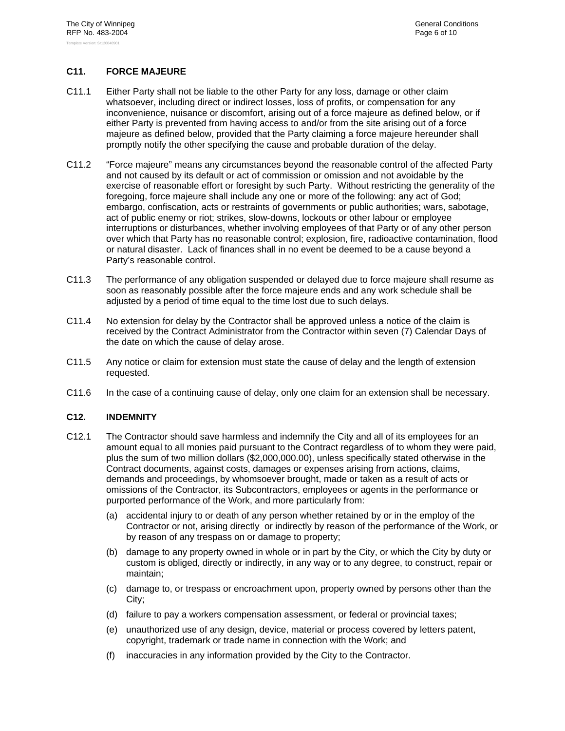## C11. FORCE MAJEURE

C11.1 Either Party shall not be liable to the other Party for any loss, damage or other claim whatsoever, including direct or indirect losses, loss of profits, or compensation for any inconvenience, nuisance or discomfort, arising out of a force majeure as defined below, or if either Party is prevented from having access to and/or from the site arising out of a force majeure as defined below, provided that the Party claiming a force majeure hereunder shall promptly notify the other specifying the cause and probable duration of the delay.

C11.2 "Force majeure" means any circumstances beyond the reasonable control of the affected Party and not caused by its default or act of commission or omission and not avoidable by the exercise of reasonable effort or foresight by such Party. Without restricting the generality of the foregoing, force majeure shall include any one or more of the following: any act of God; embargo, confiscation, acts or restraints of governments or public authorities; wars, sabotage, act of public enemy or riot; strikes, slow-downs, lockouts or other labour or employee interruptions or disturbances, whether involving employees of that Party or of any other person over which that Party has no reasonable control; explosion, fire, radioactive contamination, flood or natural disaster. Lack of finances shall in no event be deemed to be a cause beyond a Party's reasonable control.

C11.3 The performance of any obligation suspended or delayed due to force majeure shall resume as soon as reasonably possible after the force majeure ends and any work schedule shall be adjusted by a period of time equal to the time lost due to such delays.

C11.4 No extension for delay by the Contractor shall be approved unless a notice of the claim is received by the Contract Administrator from the Contractor within seven (7) Calendar Days of the date on which the cause of delay arose.

C11.5 Any notice or claim for extension must state the cause of delay and the length of extension requested.

C11.6 In the case of a continuing cause of delay, only one claim for an extension shall be necessary.

## C12. INDEMNITY

C12.1 The Contractor should save harmless and indemnify the City and all of its employees for an amount equal to all monies paid pursuant to the Contract regardless of to whom they were paid, plus the sum of two million dollars ($2,000,000.00), unless specifically stated otherwise in the Contract documents, against costs, damages or expenses arising from actions, claims, demands and proceedings, by whomsoever brought, made or taken as a result of acts or omissions of the Contractor, its Subcontractors, employees or agents in the performance or purported performance of the Work, and more particularly from:

(a) accidental injury to or death of any person whether retained by or in the employ of the Contractor or not, arising directly or indirectly by reason of the performance of the Work, or by reason of any trespass on or damage to property;

(b) damage to any property owned in whole or in part by the City, or which the City by duty or custom is obliged, directly or indirectly, in any way or to any degree, to construct, repair or maintain;

(c) damage to, or trespass or encroachment upon, property owned by persons other than the City;

(d) failure to pay a workers compensation assessment, or federal or provincial taxes;

(e) unauthorized use of any design, device, material or process covered by letters patent, copyright, trademark or trade name in connection with the Work; and

(f) inaccuracies in any information provided by the City to the Contractor.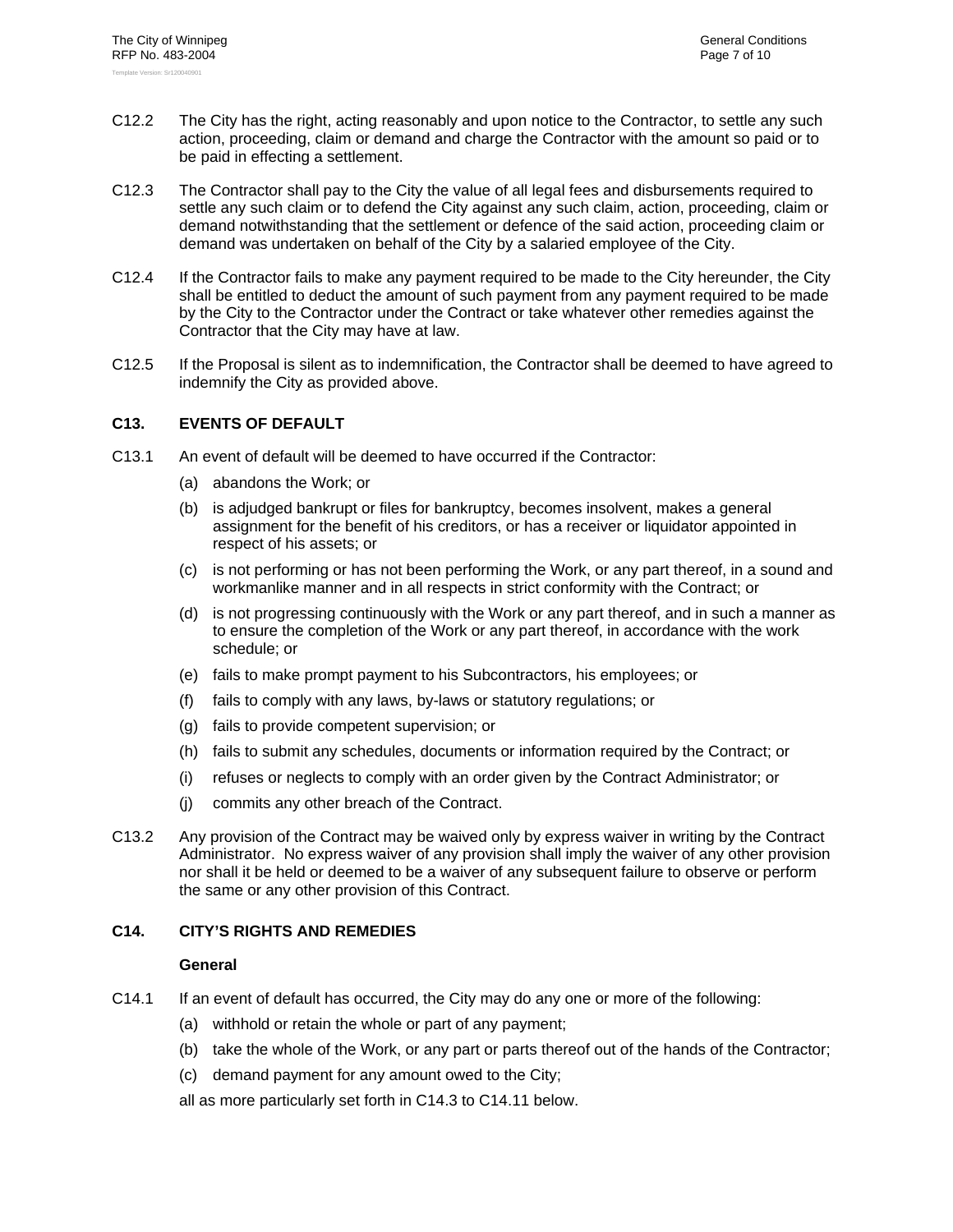C12.2 The City has the right, acting reasonably and upon notice to the Contractor, to settle any such action, proceeding, claim or demand and charge the Contractor with the amount so paid or to be paid in effecting a settlement.

C12.3 The Contractor shall pay to the City the value of all legal fees and disbursements required to settle any such claim or to defend the City against any such claim, action, proceeding, claim or demand notwithstanding that the settlement or defence of the said action, proceeding claim or demand was undertaken on behalf of the City by a salaried employee of the City.

C12.4 If the Contractor fails to make any payment required to be made to the City hereunder, the City shall be entitled to deduct the amount of such payment from any payment required to be made by the City to the Contractor under the Contract or take whatever other remedies against the Contractor that the City may have at law.

C12.5 If the Proposal is silent as to indemnification, the Contractor shall be deemed to have agreed to indemnify the City as provided above.

## C13. EVENTS OF DEFAULT

C13.1 An event of default will be deemed to have occurred if the Contractor:

(a) abandons the Work; or

(b) is adjudged bankrupt or files for bankruptcy, becomes insolvent, makes a general assignment for the benefit of his creditors, or has a receiver or liquidator appointed in respect of his assets; or

(c) is not performing or has not been performing the Work, or any part thereof, in a sound and workmanlike manner and in all respects in strict conformity with the Contract; or

(d) is not progressing continuously with the Work or any part thereof, and in such a manner as to ensure the completion of the Work or any part thereof, in accordance with the work schedule; or

(e) fails to make prompt payment to his Subcontractors, his employees; or

(f) fails to comply with any laws, by-laws or statutory regulations; or

(g) fails to provide competent supervision; or

(h) fails to submit any schedules, documents or information required by the Contract; or

(i) refuses or neglects to comply with an order given by the Contract Administrator; or

(j) commits any other breach of the Contract.

C13.2 Any provision of the Contract may be waived only by express waiver in writing by the Contract Administrator. No express waiver of any provision shall imply the waiver of any other provision nor shall it be held or deemed to be a waiver of any subsequent failure to observe or perform the same or any other provision of this Contract.

## C14. CITY'S RIGHTS AND REMEDIES

### General

C14.1 If an event of default has occurred, the City may do any one or more of the following:

(a) withhold or retain the whole or part of any payment;

(b) take the whole of the Work, or any part or parts thereof out of the hands of the Contractor;

(c) demand payment for any amount owed to the City;

all as more particularly set forth in C14.3 to C14.11 below.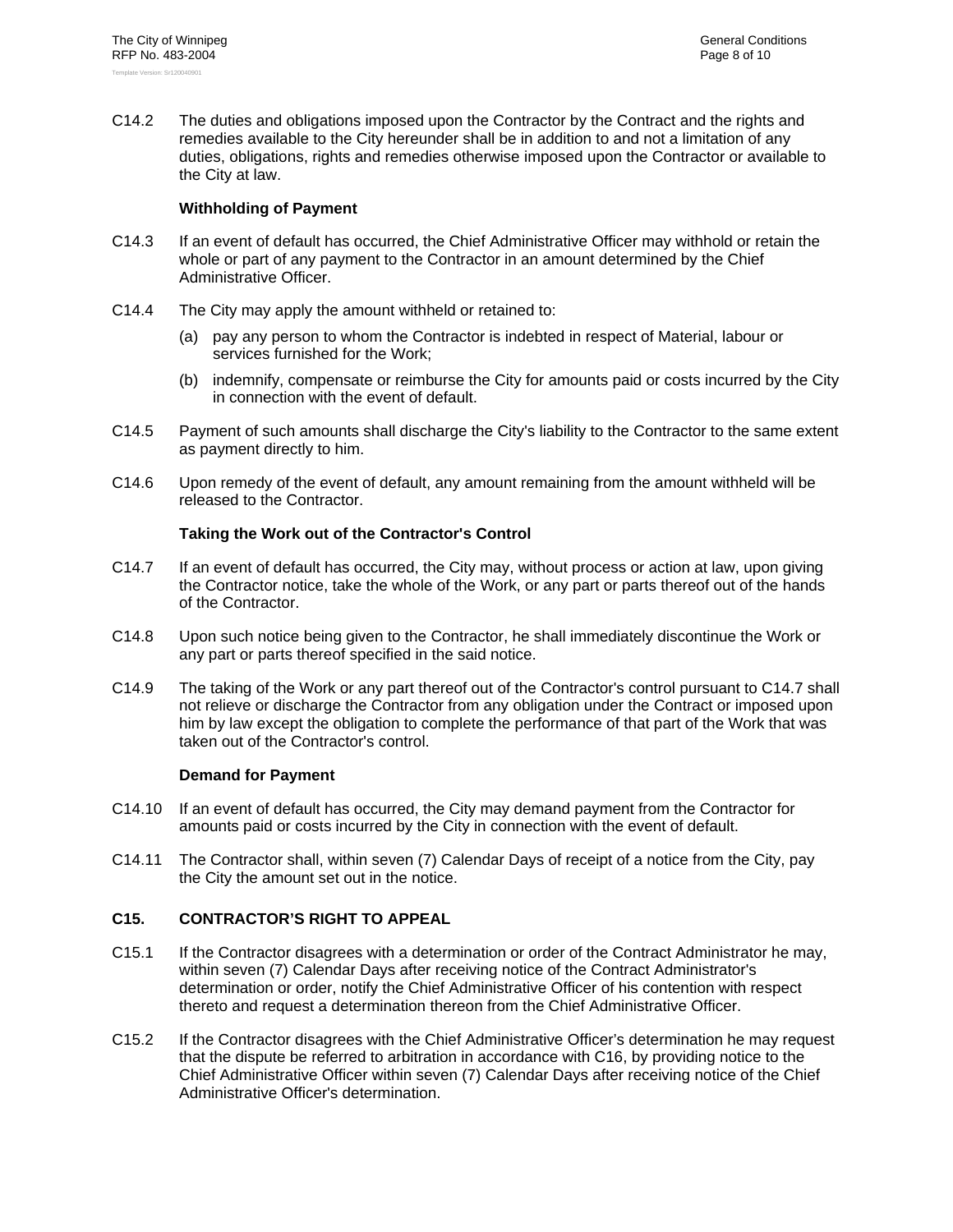C14.2 The duties and obligations imposed upon the Contractor by the Contract and the rights and remedies available to the City hereunder shall be in addition to and not a limitation of any duties, obligations, rights and remedies otherwise imposed upon the Contractor or available to the City at law.

**Withholding of Payment**

C14.3 If an event of default has occurred, the Chief Administrative Officer may withhold or retain the whole or part of any payment to the Contractor in an amount determined by the Chief Administrative Officer.

C14.4 The City may apply the amount withheld or retained to:

(a) pay any person to whom the Contractor is indebted in respect of Material, labour or services furnished for the Work;

(b) indemnify, compensate or reimburse the City for amounts paid or costs incurred by the City in connection with the event of default.

C14.5 Payment of such amounts shall discharge the City's liability to the Contractor to the same extent as payment directly to him.

C14.6 Upon remedy of the event of default, any amount remaining from the amount withheld will be released to the Contractor.

**Taking the Work out of the Contractor's Control**

C14.7 If an event of default has occurred, the City may, without process or action at law, upon giving the Contractor notice, take the whole of the Work, or any part or parts thereof out of the hands of the Contractor.

C14.8 Upon such notice being given to the Contractor, he shall immediately discontinue the Work or any part or parts thereof specified in the said notice.

C14.9 The taking of the Work or any part thereof out of the Contractor's control pursuant to C14.7 shall not relieve or discharge the Contractor from any obligation under the Contract or imposed upon him by law except the obligation to complete the performance of that part of the Work that was taken out of the Contractor's control.

**Demand for Payment**

C14.10 If an event of default has occurred, the City may demand payment from the Contractor for amounts paid or costs incurred by the City in connection with the event of default.

C14.11 The Contractor shall, within seven (7) Calendar Days of receipt of a notice from the City, pay the City the amount set out in the notice.

## C15. CONTRACTOR'S RIGHT TO APPEAL

C15.1 If the Contractor disagrees with a determination or order of the Contract Administrator he may, within seven (7) Calendar Days after receiving notice of the Contract Administrator's determination or order, notify the Chief Administrative Officer of his contention with respect thereto and request a determination thereon from the Chief Administrative Officer.

C15.2 If the Contractor disagrees with the Chief Administrative Officer's determination he may request that the dispute be referred to arbitration in accordance with C16, by providing notice to the Chief Administrative Officer within seven (7) Calendar Days after receiving notice of the Chief Administrative Officer's determination.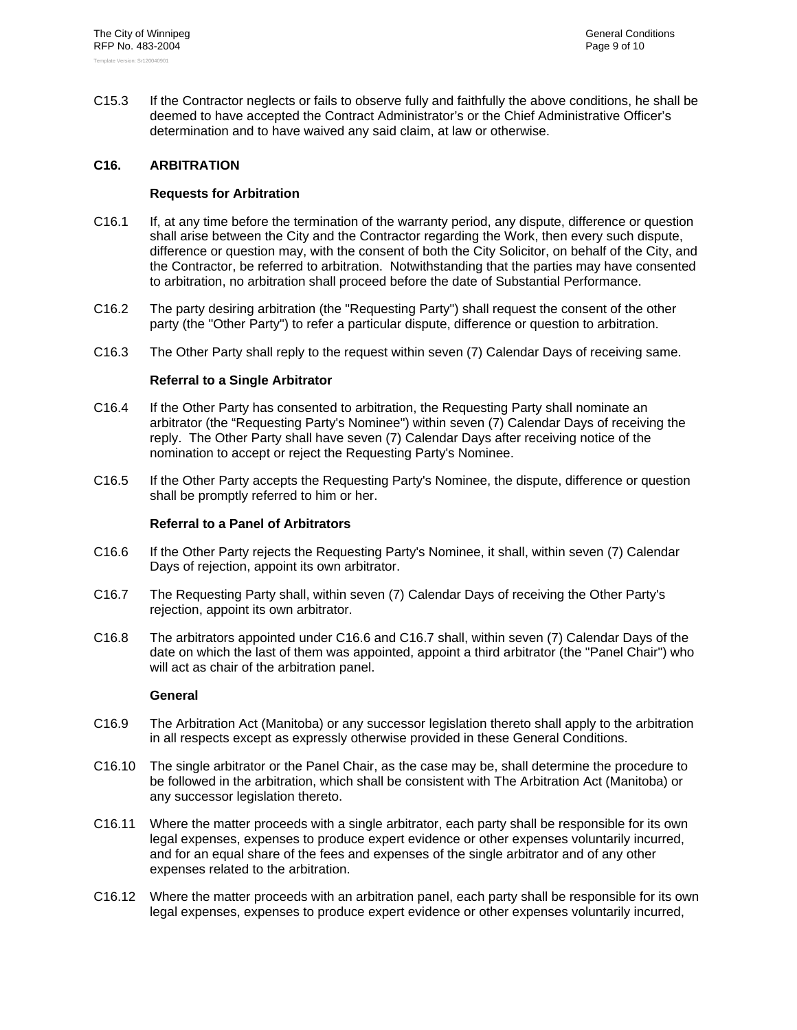C15.3 If the Contractor neglects or fails to observe fully and faithfully the above conditions, he shall be deemed to have accepted the Contract Administrator's or the Chief Administrative Officer's determination and to have waived any said claim, at law or otherwise.

## C16. ARBITRATION

### Requests for Arbitration

C16.1 If, at any time before the termination of the warranty period, any dispute, difference or question shall arise between the City and the Contractor regarding the Work, then every such dispute, difference or question may, with the consent of both the City Solicitor, on behalf of the City, and the Contractor, be referred to arbitration. Notwithstanding that the parties may have consented to arbitration, no arbitration shall proceed before the date of Substantial Performance.

C16.2 The party desiring arbitration (the "Requesting Party") shall request the consent of the other party (the "Other Party") to refer a particular dispute, difference or question to arbitration.

C16.3 The Other Party shall reply to the request within seven (7) Calendar Days of receiving same.

### Referral to a Single Arbitrator

C16.4 If the Other Party has consented to arbitration, the Requesting Party shall nominate an arbitrator (the "Requesting Party's Nominee") within seven (7) Calendar Days of receiving the reply. The Other Party shall have seven (7) Calendar Days after receiving notice of the nomination to accept or reject the Requesting Party's Nominee.

C16.5 If the Other Party accepts the Requesting Party's Nominee, the dispute, difference or question shall be promptly referred to him or her.

### Referral to a Panel of Arbitrators

C16.6 If the Other Party rejects the Requesting Party's Nominee, it shall, within seven (7) Calendar Days of rejection, appoint its own arbitrator.

C16.7 The Requesting Party shall, within seven (7) Calendar Days of receiving the Other Party's rejection, appoint its own arbitrator.

C16.8 The arbitrators appointed under C16.6 and C16.7 shall, within seven (7) Calendar Days of the date on which the last of them was appointed, appoint a third arbitrator (the "Panel Chair") who will act as chair of the arbitration panel.

### General

C16.9 The Arbitration Act (Manitoba) or any successor legislation thereto shall apply to the arbitration in all respects except as expressly otherwise provided in these General Conditions.

C16.10 The single arbitrator or the Panel Chair, as the case may be, shall determine the procedure to be followed in the arbitration, which shall be consistent with The Arbitration Act (Manitoba) or any successor legislation thereto.

C16.11 Where the matter proceeds with a single arbitrator, each party shall be responsible for its own legal expenses, expenses to produce expert evidence or other expenses voluntarily incurred, and for an equal share of the fees and expenses of the single arbitrator and of any other expenses related to the arbitration.

C16.12 Where the matter proceeds with an arbitration panel, each party shall be responsible for its own legal expenses, expenses to produce expert evidence or other expenses voluntarily incurred,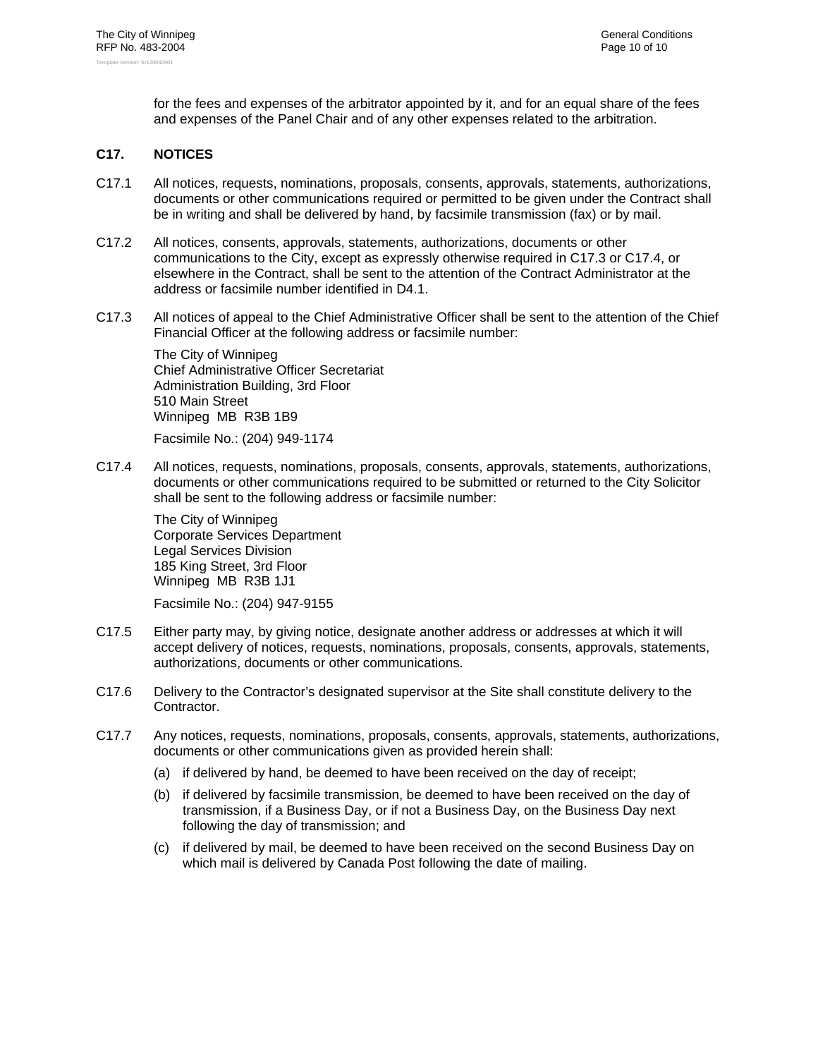for the fees and expenses of the arbitrator appointed by it, and for an equal share of the fees and expenses of the Panel Chair and of any other expenses related to the arbitration.

## C17. NOTICES

C17.1 All notices, requests, nominations, proposals, consents, approvals, statements, authorizations, documents or other communications required or permitted to be given under the Contract shall be in writing and shall be delivered by hand, by facsimile transmission (fax) or by mail.

C17.2 All notices, consents, approvals, statements, authorizations, documents or other communications to the City, except as expressly otherwise required in C17.3 or C17.4, or elsewhere in the Contract, shall be sent to the attention of the Contract Administrator at the address or facsimile number identified in D4.1.

C17.3 All notices of appeal to the Chief Administrative Officer shall be sent to the attention of the Chief Financial Officer at the following address or facsimile number:

The City of Winnipeg
Chief Administrative Officer Secretariat
Administration Building, 3rd Floor
510 Main Street
Winnipeg MB R3B 1B9

Facsimile No.: (204) 949-1174

C17.4 All notices, requests, nominations, proposals, consents, approvals, statements, authorizations, documents or other communications required to be submitted or returned to the City Solicitor shall be sent to the following address or facsimile number:

The City of Winnipeg
Corporate Services Department
Legal Services Division
185 King Street, 3rd Floor
Winnipeg MB R3B 1J1

Facsimile No.: (204) 947-9155

C17.5 Either party may, by giving notice, designate another address or addresses at which it will accept delivery of notices, requests, nominations, proposals, consents, approvals, statements, authorizations, documents or other communications.

C17.6 Delivery to the Contractor's designated supervisor at the Site shall constitute delivery to the Contractor.

C17.7 Any notices, requests, nominations, proposals, consents, approvals, statements, authorizations, documents or other communications given as provided herein shall:

(a) if delivered by hand, be deemed to have been received on the day of receipt;

(b) if delivered by facsimile transmission, be deemed to have been received on the day of transmission, if a Business Day, or if not a Business Day, on the Business Day next following the day of transmission; and

(c) if delivered by mail, be deemed to have been received on the second Business Day on which mail is delivered by Canada Post following the date of mailing.